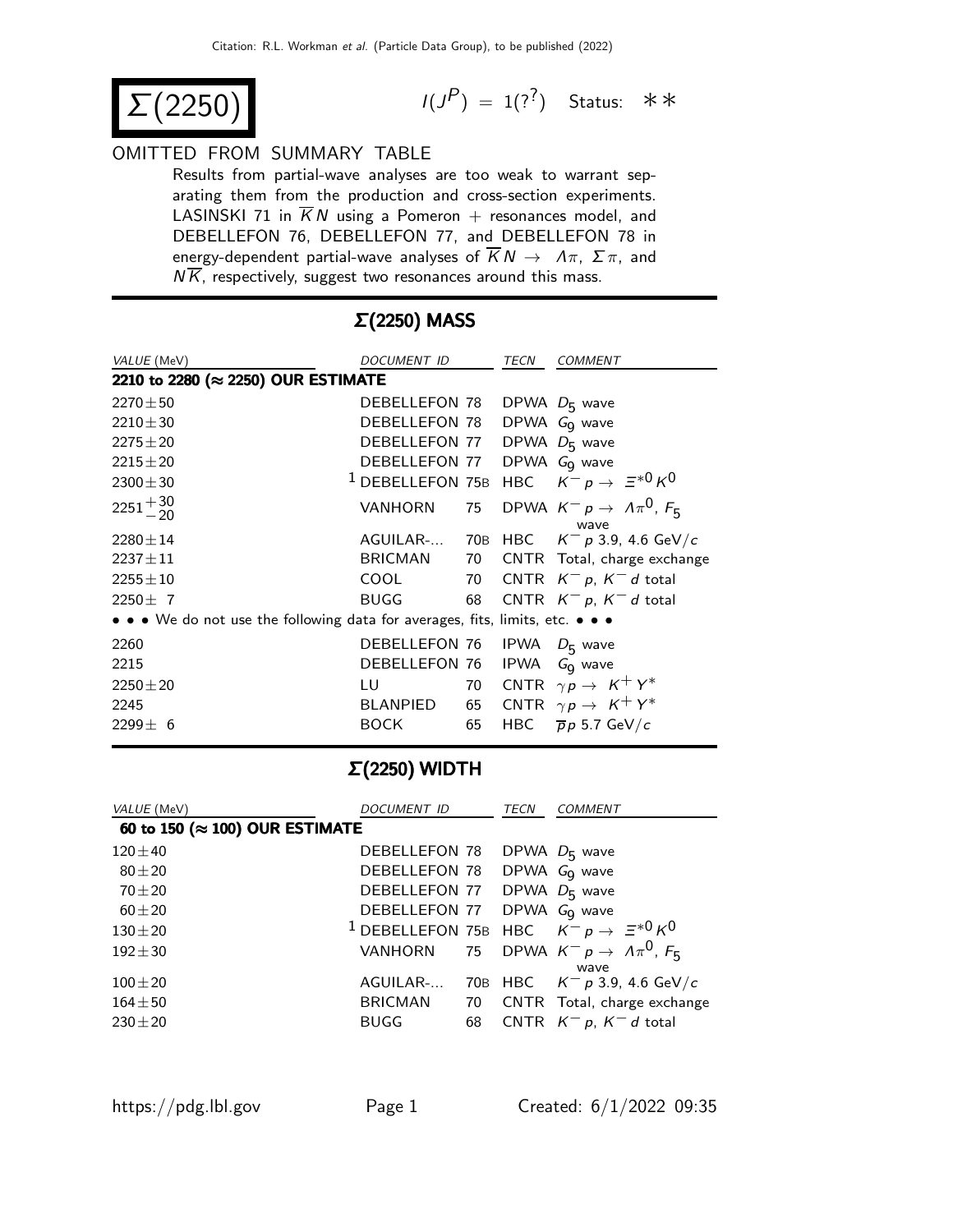# $\Sigma(2250)$

$I(J^P) = 1(?^?)$ Status: ∗∗

OMITTED FROM SUMMARY TABLE

Results from partial-wave analyses are too weak to warrant separating them from the production and cross-section experiments. LASINSKI 71 in $\overline{K}N$ using a Pomeron + resonances model, and DEBELLEFON 76, DEBELLEFON 77, and DEBELLEFON 78 in energy-dependent partial-wave analyses of $\overline{K}N \to \Lambda\pi$, $\Sigma\pi$, and $N\overline{K}$, respectively, suggest two resonances around this mass.

## $\Sigma(2250)$ MASS

| VALUE (MeV) | DOCUMENT ID | | TECN | COMMENT |
|---|---|---|---|---|
| **2210 to 2280 (≈ 2250) OUR ESTIMATE** | | | | |
| $2270 \pm 50$ | DEBELLEFON | 78 | DPWA | $D_5$ wave |
| $2210 \pm 30$ | DEBELLEFON | 78 | DPWA | $G_9$ wave |
| $2275 \pm 20$ | DEBELLEFON | 77 | DPWA | $D_5$ wave |
| $2215 \pm 20$ | DEBELLEFON | 77 | DPWA | $G_9$ wave |
| $2300 \pm 30$ | [1] DEBELLEFON | 75B | HBC | $K^- p \to \Xi^{*0} K^0$ |
| $2251^{+30}_{-20}$ | VANHORN | 75 | DPWA | $K^- p \to \Lambda\pi^0$, $F_5$ wave |
| $2280 \pm 14$ | AGUILAR-... | 70B | HBC | $K^- p$ 3.9, 4.6 GeV/$c$ |
| $2237 \pm 11$ | BRICMAN | 70 | CNTR | Total, charge exchange |
| $2255 \pm 10$ | COOL | 70 | CNTR | $K^- p$, $K^- d$ total |
| $2250 \pm 7$ | BUGG | 68 | CNTR | $K^- p$, $K^- d$ total |
| • • • We do not use the following data for averages, fits, limits, etc. • • • | | | | |
| 2260 | DEBELLEFON | 76 | IPWA | $D_5$ wave |
| 2215 | DEBELLEFON | 76 | IPWA | $G_9$ wave |
| $2250 \pm 20$ | LU | 70 | CNTR | $\gamma p \to K^+ Y^*$ |
| 2245 | BLANPIED | 65 | CNTR | $\gamma p \to K^+ Y^*$ |
| $2299 \pm 6$ | BOCK | 65 | HBC | $\overline{p}p$ 5.7 GeV/$c$ |

## $\Sigma(2250)$ WIDTH

| VALUE (MeV) | DOCUMENT ID | | TECN | COMMENT |
|---|---|---|---|---|
| **60 to 150 (≈ 100) OUR ESTIMATE** | | | | |
| $120 \pm 40$ | DEBELLEFON | 78 | DPWA | $D_5$ wave |
| $80 \pm 20$ | DEBELLEFON | 78 | DPWA | $G_9$ wave |
| $70 \pm 20$ | DEBELLEFON | 77 | DPWA | $D_5$ wave |
| $60 \pm 20$ | DEBELLEFON | 77 | DPWA | $G_9$ wave |
| $130 \pm 20$ | [1] DEBELLEFON | 75B | HBC | $K^- p \to \Xi^{*0} K^0$ |
| $192 \pm 30$ | VANHORN | 75 | DPWA | $K^- p \to \Lambda\pi^0$, $F_5$ wave |
| $100 \pm 20$ | AGUILAR-... | 70B | HBC | $K^- p$ 3.9, 4.6 GeV/$c$ |
| $164 \pm 50$ | BRICMAN | 70 | CNTR | Total, charge exchange |
| $230 \pm 20$ | BUGG | 68 | CNTR | $K^- p$, $K^- d$ total |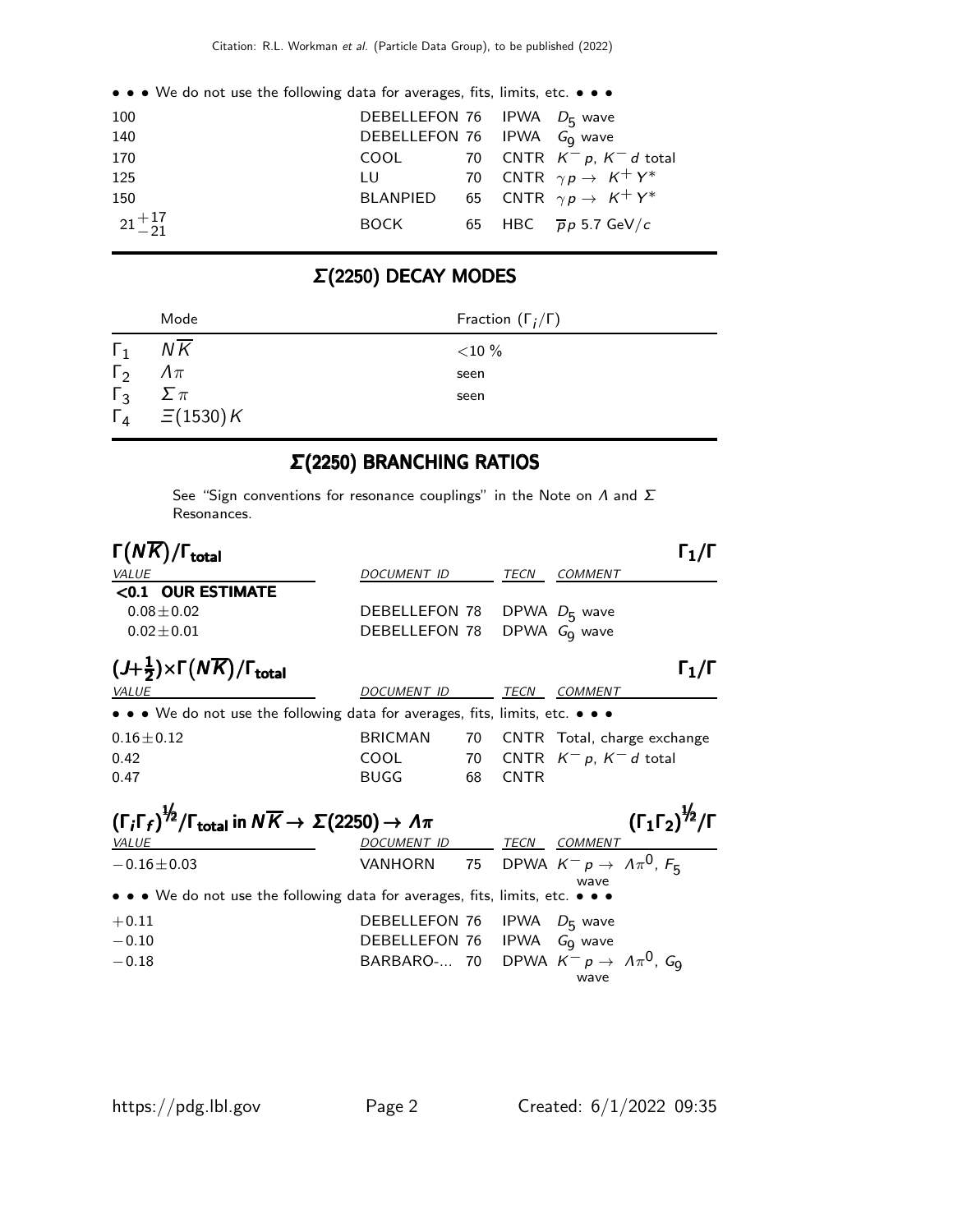• • • We do not use the following data for averages, fits, limits, etc. • • •

| | | | | |
|---|---|---|---|---|
| 100 | DEBELLEFON | 76 | IPWA | $D_5$ wave |
| 140 | DEBELLEFON | 76 | IPWA | $G_9$ wave |
| 170 | COOL | 70 | CNTR | $K^- p$, $K^- d$ total |
| 125 | LU | 70 | CNTR | $\gamma p \rightarrow K^+ Y^*$ |
| 150 | BLANPIED | 65 | CNTR | $\gamma p \rightarrow K^+ Y^*$ |
| $21^{+17}_{-21}$ | BOCK | 65 | HBC | $\overline{p} p$ 5.7 GeV/$c$ |

## Σ(2250) DECAY MODES

| | Mode | Fraction ($\Gamma_i/\Gamma$) |
|---|---|---|
| $\Gamma_1$ | $N\overline{K}$ | <10 % |
| $\Gamma_2$ | $\Lambda\pi$ | seen |
| $\Gamma_3$ | $\Sigma\pi$ | seen |
| $\Gamma_4$ | $\Xi(1530)K$ | |

## Σ(2250) BRANCHING RATIOS

See "Sign conventions for resonance couplings" in the Note on $\Lambda$ and $\Sigma$ Resonances.

### $\Gamma(N\overline{K})/\Gamma_{\text{total}}$ $\qquad \Gamma_1/\Gamma$

| VALUE | DOCUMENT ID | | TECN | COMMENT |
|---|---|---|---|---|
| **<0.1 OUR ESTIMATE** | | | | |
| $0.08 \pm 0.02$ | DEBELLEFON | 78 | DPWA | $D_5$ wave |
| $0.02 \pm 0.01$ | DEBELLEFON | 78 | DPWA | $G_9$ wave |

### $(J+\frac{1}{2}) \times \Gamma(N\overline{K})/\Gamma_{\text{total}}$ $\qquad \Gamma_1/\Gamma$

| VALUE | DOCUMENT ID | | TECN | COMMENT |
|---|---|---|---|---|
| • • • We do not use the following data for averages, fits, limits, etc. • • • | | | | |
| $0.16 \pm 0.12$ | BRICMAN | 70 | CNTR | Total, charge exchange |
| 0.42 | COOL | 70 | CNTR | $K^- p$, $K^- d$ total |
| 0.47 | BUGG | 68 | CNTR | |

### $(\Gamma_i \Gamma_f)^{1/2}/\Gamma_{\text{total}}$ in $N\overline{K} \rightarrow \Sigma(2250) \rightarrow \Lambda\pi$ $\qquad (\Gamma_1\Gamma_2)^{1/2}/\Gamma$

| VALUE | DOCUMENT ID | | TECN | COMMENT |
|---|---|---|---|---|
| $-0.16 \pm 0.03$ | VANHORN | 75 | DPWA | $K^- p \rightarrow \Lambda\pi^0$, $F_5$ wave |
| • • • We do not use the following data for averages, fits, limits, etc. • • • | | | | |
| +0.11 | DEBELLEFON | 76 | IPWA | $D_5$ wave |
| −0.10 | DEBELLEFON | 76 | IPWA | $G_9$ wave |
| −0.18 | BARBARO-... | 70 | DPWA | $K^- p \rightarrow \Lambda\pi^0$, $G_9$ wave |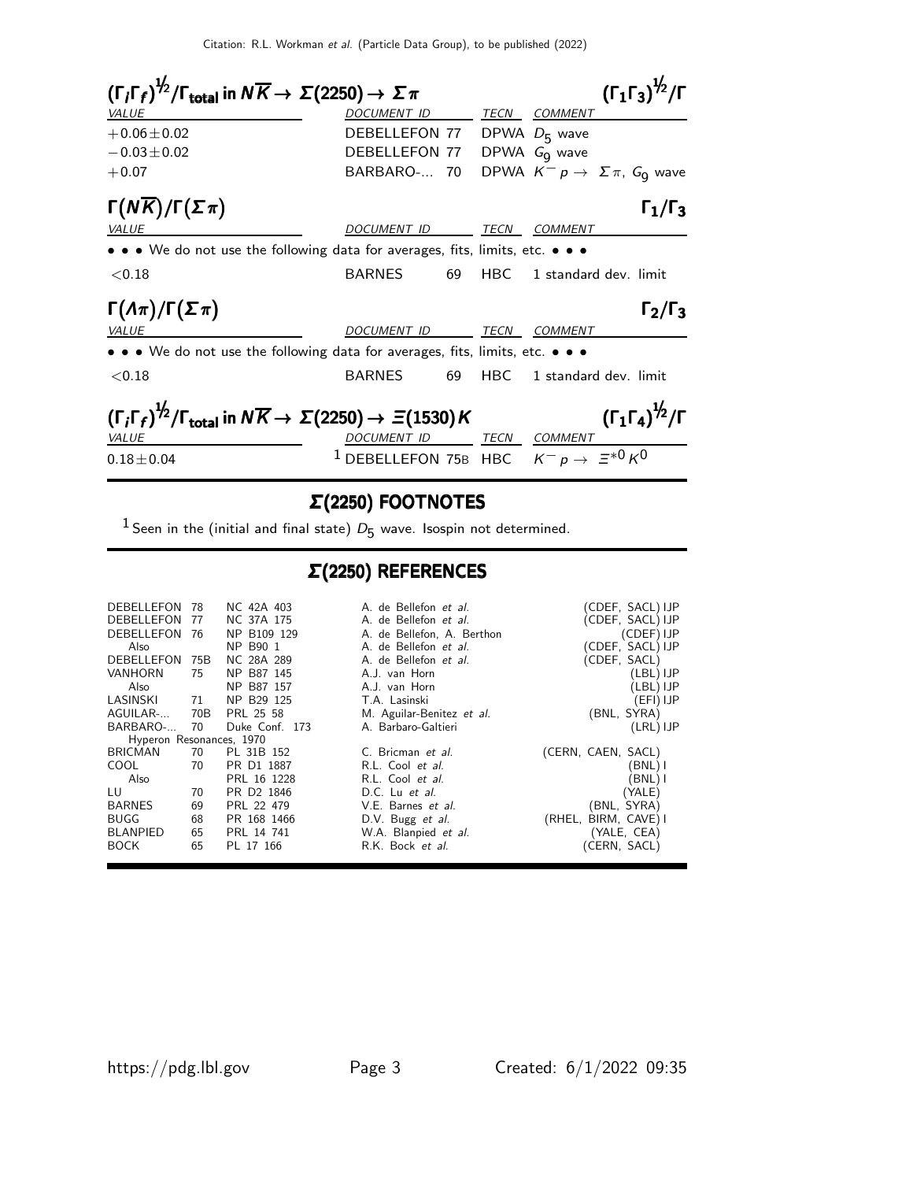### $(\Gamma_i \Gamma_f)^{1/2}/\Gamma_{total}$ in $N\overline{K} \to \Sigma(2250) \to \Sigma\pi$ $\qquad (\Gamma_1\Gamma_3)^{1/2}/\Gamma$

| VALUE | DOCUMENT ID | TECN | COMMENT |
|---|---|---|---|
| $+0.06 \pm 0.02$ | DEBELLEFON 77 | DPWA | $D_5$ wave |
| $-0.03 \pm 0.02$ | DEBELLEFON 77 | DPWA | $G_9$ wave |
| $+0.07$ | BARBARO-... 70 | DPWA | $K^- p \to \Sigma\pi$, $G_9$ wave |

### $\Gamma(N\overline{K})/\Gamma(\Sigma\pi)$ $\qquad \Gamma_1/\Gamma_3$

| VALUE | DOCUMENT ID | TECN | COMMENT |
|---|---|---|---|
| • • • We do not use the following data for averages, fits, limits, etc. • • • | | | |
| $<0.18$ | BARNES 69 | HBC | 1 standard dev. limit |

### $\Gamma(\Lambda\pi)/\Gamma(\Sigma\pi)$ $\qquad \Gamma_2/\Gamma_3$

| VALUE | DOCUMENT ID | TECN | COMMENT |
|---|---|---|---|
| • • • We do not use the following data for averages, fits, limits, etc. • • • | | | |
| $<0.18$ | BARNES 69 | HBC | 1 standard dev. limit |

### $(\Gamma_i \Gamma_f)^{1/2}/\Gamma_{total}$ in $N\overline{K} \to \Sigma(2250) \to \Xi(1530)K$ $\qquad (\Gamma_1\Gamma_4)^{1/2}/\Gamma$

| VALUE | DOCUMENT ID | TECN | COMMENT |
|---|---|---|---|
| $0.18 \pm 0.04$ | [1] DEBELLEFON 75B | HBC | $K^- p \to \Xi^{*0} K^0$ |

## $\Sigma(2250)$ FOOTNOTES

[1] Seen in the (initial and final state) $D_5$ wave. Isospin not determined.

## $\Sigma(2250)$ REFERENCES

| | | | | |
|---|---|---|---|---|
| DEBELLEFON | 78 | NC 42A 403 | A. de Bellefon *et al.* | (CDEF, SACL) IJP |
| DEBELLEFON | 77 | NC 37A 175 | A. de Bellefon *et al.* | (CDEF, SACL) IJP |
| DEBELLEFON | 76 | NP B109 129 | A. de Bellefon, A. Berthon | (CDEF) IJP |
| Also | | NP B90 1 | A. de Bellefon *et al.* | (CDEF, SACL) IJP |
| DEBELLEFON | 75B | NC 28A 289 | A. de Bellefon *et al.* | (CDEF, SACL) |
| VANHORN | 75 | NP B87 145 | A.J. van Horn | (LBL) IJP |
| Also | | NP B87 157 | A.J. van Horn | (LBL) IJP |
| LASINSKI | 71 | NP B29 125 | T.A. Lasinski | (EFI) IJP |
| AGUILAR-... | 70B | PRL 25 58 | M. Aguilar-Benitez *et al.* | (BNL, SYRA) |
| BARBARO-... | 70 | Duke Conf. 173 | A. Barbaro-Galtieri | (LRL) IJP |
| Hyperon Resonances, 1970 | | | | |
| BRICMAN | 70 | PL 31B 152 | C. Bricman *et al.* | (CERN, CAEN, SACL) |
| COOL | 70 | PR D1 1887 | R.L. Cool *et al.* | (BNL) I |
| Also | | PRL 16 1228 | R.L. Cool *et al.* | (BNL) I |
| LU | 70 | PR D2 1846 | D.C. Lu *et al.* | (YALE) |
| BARNES | 69 | PRL 22 479 | V.E. Barnes *et al.* | (BNL, SYRA) |
| BUGG | 68 | PR 168 1466 | D.V. Bugg *et al.* | (RHEL, BIRM, CAVE) I |
| BLANPIED | 65 | PRL 14 741 | W.A. Blanpied *et al.* | (YALE, CEA) |
| BOCK | 65 | PL 17 166 | R.K. Bock *et al.* | (CERN, SACL) |